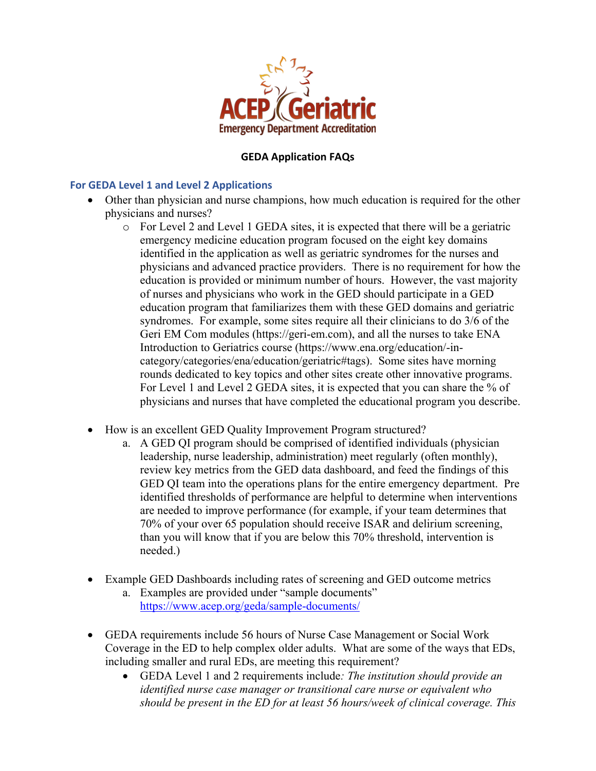**GEDA Application FAQs**

## For GEDA Level 1 and Level 2 Applications

- Other than physician and nurse champions, how much education is required for the other physicians and nurses?
    - For Level 2 and Level 1 GEDA sites, it is expected that there will be a geriatric emergency medicine education program focused on the eight key domains identified in the application as well as geriatric syndromes for the nurses and physicians and advanced practice providers. There is no requirement for how the education is provided or minimum number of hours. However, the vast majority of nurses and physicians who work in the GED should participate in a GED education program that familiarizes them with these GED domains and geriatric syndromes. For example, some sites require all their clinicians to do 3/6 of the Geri EM Com modules (https://geri-em.com), and all the nurses to take ENA Introduction to Geriatrics course (https://www.ena.org/education/-in-category/categories/ena/education/geriatric#tags). Some sites have morning rounds dedicated to key topics and other sites create other innovative programs. For Level 1 and Level 2 GEDA sites, it is expected that you can share the % of physicians and nurses that have completed the educational program you describe.

- How is an excellent GED Quality Improvement Program structured?
    a. A GED QI program should be comprised of identified individuals (physician leadership, nurse leadership, administration) meet regularly (often monthly), review key metrics from the GED data dashboard, and feed the findings of this GED QI team into the operations plans for the entire emergency department. Pre identified thresholds of performance are helpful to determine when interventions are needed to improve performance (for example, if your team determines that 70% of your over 65 population should receive ISAR and delirium screening, than you will know that if you are below this 70% threshold, intervention is needed.)

- Example GED Dashboards including rates of screening and GED outcome metrics
    a. Examples are provided under "sample documents" https://www.acep.org/geda/sample-documents/

- GEDA requirements include 56 hours of Nurse Case Management or Social Work Coverage in the ED to help complex older adults. What are some of the ways that EDs, including smaller and rural EDs, are meeting this requirement?
    - GEDA Level 1 and 2 requirements include*: The institution should provide an identified nurse case manager or transitional care nurse or equivalent who should be present in the ED for at least 56 hours/week of clinical coverage. This*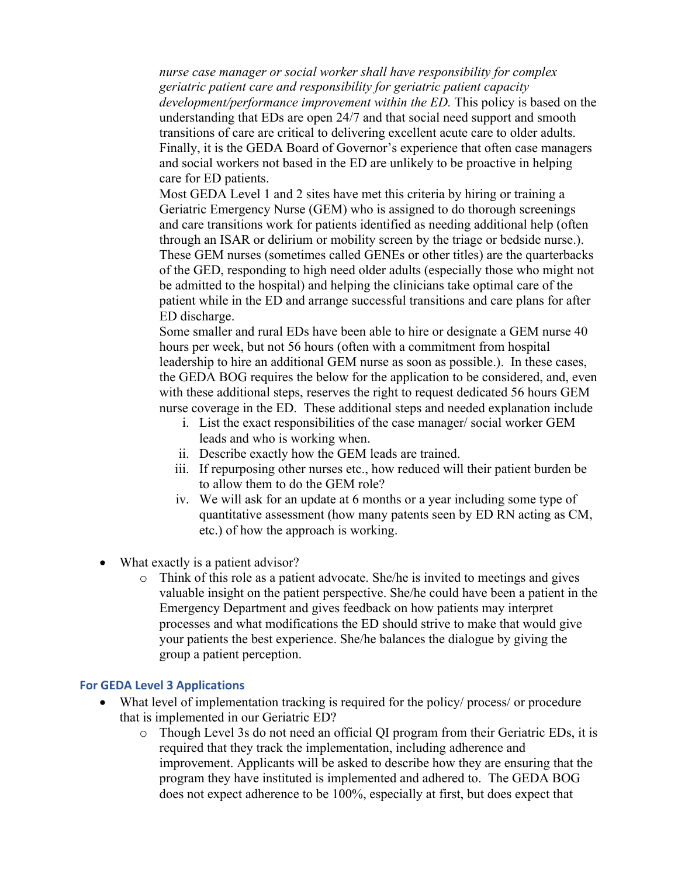*nurse case manager or social worker shall have responsibility for complex geriatric patient care and responsibility for geriatric patient capacity development/performance improvement within the ED.* This policy is based on the understanding that EDs are open 24/7 and that social need support and smooth transitions of care are critical to delivering excellent acute care to older adults. Finally, it is the GEDA Board of Governor's experience that often case managers and social workers not based in the ED are unlikely to be proactive in helping care for ED patients.

Most GEDA Level 1 and 2 sites have met this criteria by hiring or training a Geriatric Emergency Nurse (GEM) who is assigned to do thorough screenings and care transitions work for patients identified as needing additional help (often through an ISAR or delirium or mobility screen by the triage or bedside nurse.). These GEM nurses (sometimes called GENEs or other titles) are the quarterbacks of the GED, responding to high need older adults (especially those who might not be admitted to the hospital) and helping the clinicians take optimal care of the patient while in the ED and arrange successful transitions and care plans for after ED discharge.

Some smaller and rural EDs have been able to hire or designate a GEM nurse 40 hours per week, but not 56 hours (often with a commitment from hospital leadership to hire an additional GEM nurse as soon as possible.). In these cases, the GEDA BOG requires the below for the application to be considered, and, even with these additional steps, reserves the right to request dedicated 56 hours GEM nurse coverage in the ED. These additional steps and needed explanation include

i. List the exact responsibilities of the case manager/ social worker GEM leads and who is working when.
ii. Describe exactly how the GEM leads are trained.
iii. If repurposing other nurses etc., how reduced will their patient burden be to allow them to do the GEM role?
iv. We will ask for an update at 6 months or a year including some type of quantitative assessment (how many patents seen by ED RN acting as CM, etc.) of how the approach is working.

- What exactly is a patient advisor?
  - Think of this role as a patient advocate. She/he is invited to meetings and gives valuable insight on the patient perspective. She/he could have been a patient in the Emergency Department and gives feedback on how patients may interpret processes and what modifications the ED should strive to make that would give your patients the best experience. She/he balances the dialogue by giving the group a patient perception.

### For GEDA Level 3 Applications

- What level of implementation tracking is required for the policy/ process/ or procedure that is implemented in our Geriatric ED?
  - Though Level 3s do not need an official QI program from their Geriatric EDs, it is required that they track the implementation, including adherence and improvement. Applicants will be asked to describe how they are ensuring that the program they have instituted is implemented and adhered to. The GEDA BOG does not expect adherence to be 100%, especially at first, but does expect that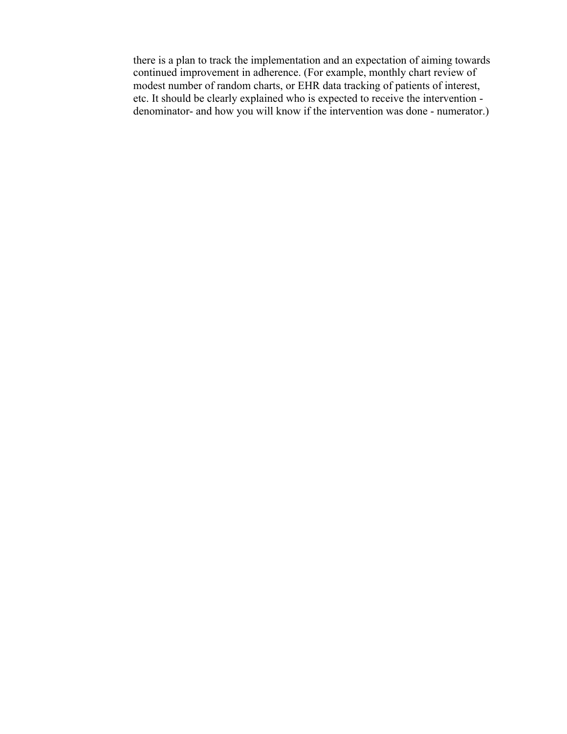there is a plan to track the implementation and an expectation of aiming towards continued improvement in adherence. (For example, monthly chart review of modest number of random charts, or EHR data tracking of patients of interest, etc. It should be clearly explained who is expected to receive the intervention - denominator- and how you will know if the intervention was done - numerator.)